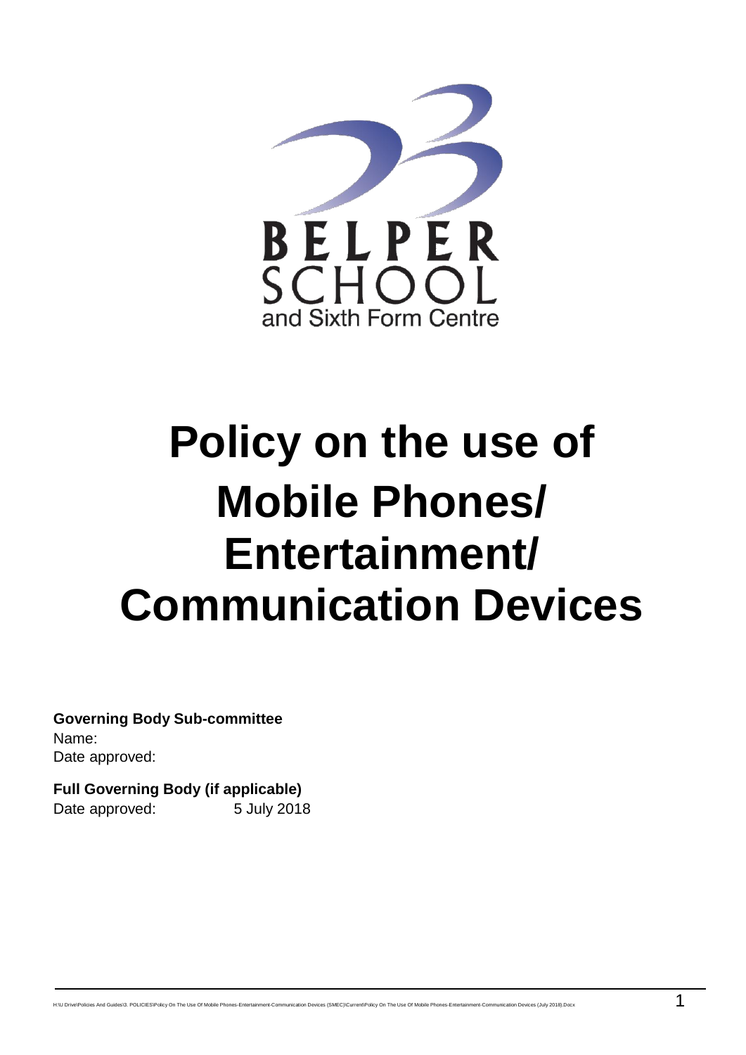BELPER SCHOOL
and Sixth Form Centre

# Policy on the use of Mobile Phones/ Entertainment/ Communication Devices

**Governing Body Sub-committee**
Name:
Date approved:

**Full Governing Body (if applicable)**
Date approved: 5 July 2018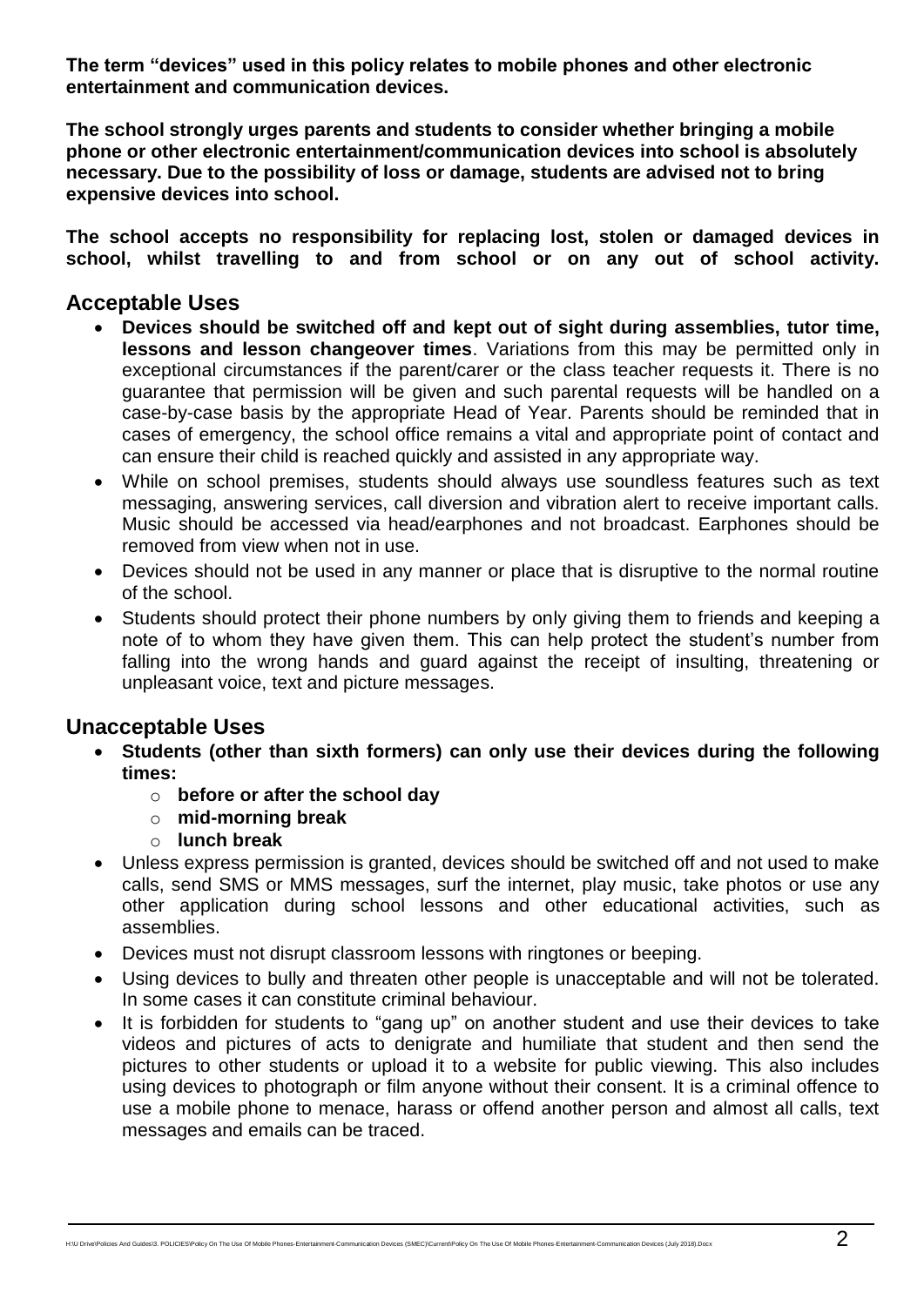**The term "devices" used in this policy relates to mobile phones and other electronic entertainment and communication devices.**

**The school strongly urges parents and students to consider whether bringing a mobile phone or other electronic entertainment/communication devices into school is absolutely necessary. Due to the possibility of loss or damage, students are advised not to bring expensive devices into school.**

**The school accepts no responsibility for replacing lost, stolen or damaged devices in school, whilst travelling to and from school or on any out of school activity.**

## Acceptable Uses

- **Devices should be switched off and kept out of sight during assemblies, tutor time, lessons and lesson changeover times**. Variations from this may be permitted only in exceptional circumstances if the parent/carer or the class teacher requests it. There is no guarantee that permission will be given and such parental requests will be handled on a case-by-case basis by the appropriate Head of Year. Parents should be reminded that in cases of emergency, the school office remains a vital and appropriate point of contact and can ensure their child is reached quickly and assisted in any appropriate way.
- While on school premises, students should always use soundless features such as text messaging, answering services, call diversion and vibration alert to receive important calls. Music should be accessed via head/earphones and not broadcast. Earphones should be removed from view when not in use.
- Devices should not be used in any manner or place that is disruptive to the normal routine of the school.
- Students should protect their phone numbers by only giving them to friends and keeping a note of to whom they have given them. This can help protect the student's number from falling into the wrong hands and guard against the receipt of insulting, threatening or unpleasant voice, text and picture messages.

## Unacceptable Uses

- **Students (other than sixth formers) can only use their devices during the following times:**
  - **before or after the school day**
  - **mid-morning break**
  - **lunch break**
- Unless express permission is granted, devices should be switched off and not used to make calls, send SMS or MMS messages, surf the internet, play music, take photos or use any other application during school lessons and other educational activities, such as assemblies.
- Devices must not disrupt classroom lessons with ringtones or beeping.
- Using devices to bully and threaten other people is unacceptable and will not be tolerated. In some cases it can constitute criminal behaviour.
- It is forbidden for students to "gang up" on another student and use their devices to take videos and pictures of acts to denigrate and humiliate that student and then send the pictures to other students or upload it to a website for public viewing. This also includes using devices to photograph or film anyone without their consent. It is a criminal offence to use a mobile phone to menace, harass or offend another person and almost all calls, text messages and emails can be traced.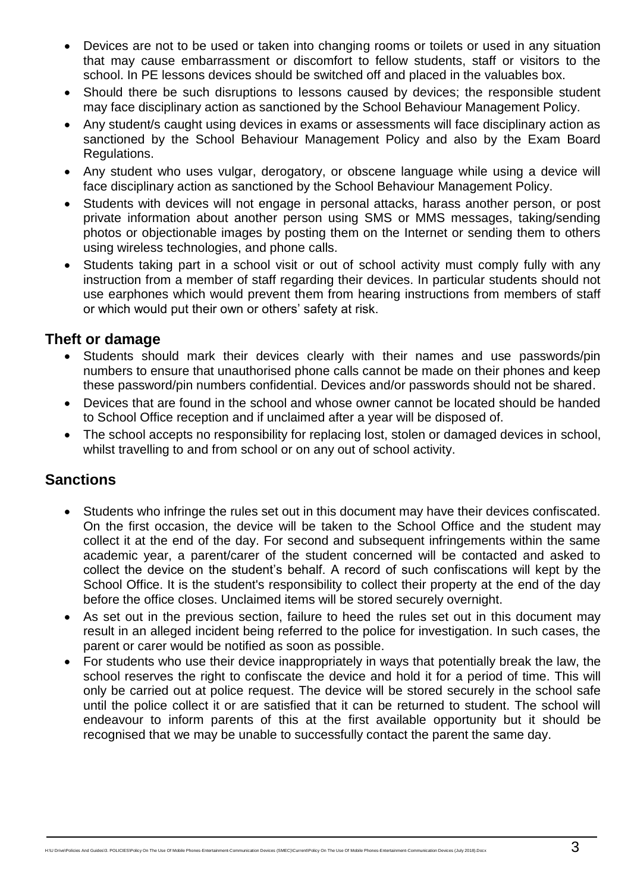- Devices are not to be used or taken into changing rooms or toilets or used in any situation that may cause embarrassment or discomfort to fellow students, staff or visitors to the school. In PE lessons devices should be switched off and placed in the valuables box.
- Should there be such disruptions to lessons caused by devices; the responsible student may face disciplinary action as sanctioned by the School Behaviour Management Policy.
- Any student/s caught using devices in exams or assessments will face disciplinary action as sanctioned by the School Behaviour Management Policy and also by the Exam Board Regulations.
- Any student who uses vulgar, derogatory, or obscene language while using a device will face disciplinary action as sanctioned by the School Behaviour Management Policy.
- Students with devices will not engage in personal attacks, harass another person, or post private information about another person using SMS or MMS messages, taking/sending photos or objectionable images by posting them on the Internet or sending them to others using wireless technologies, and phone calls.
- Students taking part in a school visit or out of school activity must comply fully with any instruction from a member of staff regarding their devices. In particular students should not use earphones which would prevent them from hearing instructions from members of staff or which would put their own or others' safety at risk.

## Theft or damage

- Students should mark their devices clearly with their names and use passwords/pin numbers to ensure that unauthorised phone calls cannot be made on their phones and keep these password/pin numbers confidential. Devices and/or passwords should not be shared.
- Devices that are found in the school and whose owner cannot be located should be handed to School Office reception and if unclaimed after a year will be disposed of.
- The school accepts no responsibility for replacing lost, stolen or damaged devices in school, whilst travelling to and from school or on any out of school activity.

## Sanctions

- Students who infringe the rules set out in this document may have their devices confiscated. On the first occasion, the device will be taken to the School Office and the student may collect it at the end of the day. For second and subsequent infringements within the same academic year, a parent/carer of the student concerned will be contacted and asked to collect the device on the student's behalf. A record of such confiscations will kept by the School Office. It is the student's responsibility to collect their property at the end of the day before the office closes. Unclaimed items will be stored securely overnight.
- As set out in the previous section, failure to heed the rules set out in this document may result in an alleged incident being referred to the police for investigation. In such cases, the parent or carer would be notified as soon as possible.
- For students who use their device inappropriately in ways that potentially break the law, the school reserves the right to confiscate the device and hold it for a period of time. This will only be carried out at police request. The device will be stored securely in the school safe until the police collect it or are satisfied that it can be returned to student. The school will endeavour to inform parents of this at the first available opportunity but it should be recognised that we may be unable to successfully contact the parent the same day.